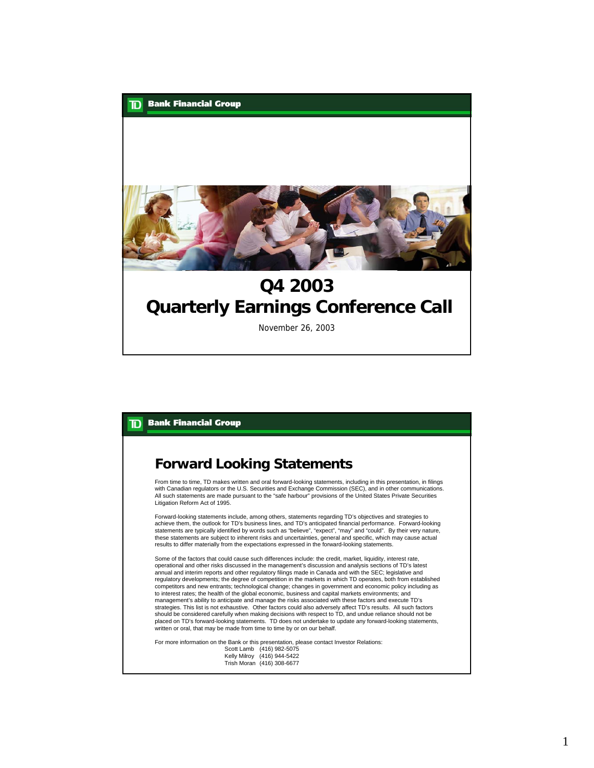# Q4 2003 Quarterly Earnings Conference Call

November 26, 2003

## Forward Looking Statements

From time to time, TD makes written and oral forward-looking statements, including in this presentation, in filings with Canadian regulators or the U.S. Securities and Exchange Commission (SEC), and in other communications. All such statements are made pursuant to the "safe harbour" provisions of the United States Private Securities Litigation Reform Act of 1995.

Forward-looking statements include, among others, statements regarding TD's objectives and strategies to achieve them, the outlook for TD's business lines, and TD's anticipated financial performance. Forward-looking statements are typically identified by words such as "believe", "expect", "may" and "could". By their very nature, these statements are subject to inherent risks and uncertainties, general and specific, which may cause actual results to differ materially from the expectations expressed in the forward-looking statements.

Some of the factors that could cause such differences include: the credit, market, liquidity, interest rate, operational and other risks discussed in the management's discussion and analysis sections of TD's latest annual and interim reports and other regulatory filings made in Canada and with the SEC; legislative and regulatory developments; the degree of competition in the markets in which TD operates, both from established competitors and new entrants; technological change; changes in government and economic policy including as to interest rates; the health of the global economic, business and capital markets environments; and management's ability to anticipate and manage the risks associated with these factors and execute TD's strategies. This list is not exhaustive. Other factors could also adversely affect TD's results. All such factors should be considered carefully when making decisions with respect to TD, and undue reliance should not be placed on TD's forward-looking statements. TD does not undertake to update any forward-looking statements, written or oral, that may be made from time to time by or on our behalf.

For more information on the Bank or this presentation, please contact Investor Relations:

Scott Lamb (416) 982-5075
Kelly Milroy (416) 944-5422
Trish Moran (416) 308-6677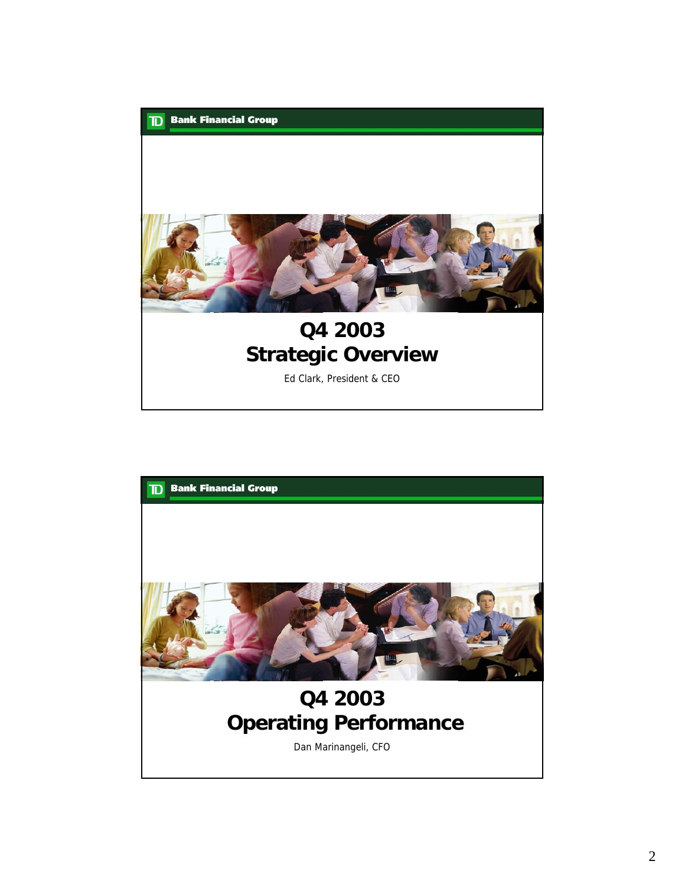TD Bank Financial Group

# Q4 2003
# Strategic Overview

Ed Clark, President & CEO

TD Bank Financial Group

# Q4 2003
# Operating Performance

Dan Marinangeli, CFO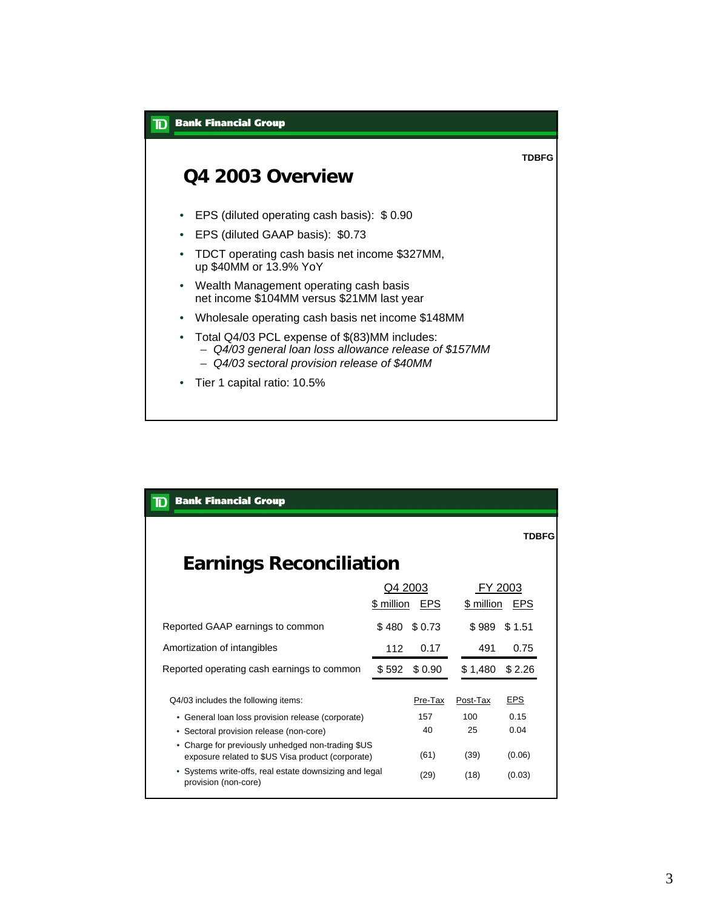## Q4 2003 Overview

- EPS (diluted operating cash basis): $ 0.90
- EPS (diluted GAAP basis): $0.73
- TDCT operating cash basis net income $327MM, up $40MM or 13.9% YoY
- Wealth Management operating cash basis net income $104MM versus $21MM last year
- Wholesale operating cash basis net income $148MM
- Total Q4/03 PCL expense of $(83)MM includes:
  - *Q4/03 general loan loss allowance release of $157MM*
  - *Q4/03 sectoral provision release of $40MM*
- Tier 1 capital ratio: 10.5%

## Earnings Reconciliation

| | Q4 2003 | | FY 2003 | |
|---|---|---|---|---|
| | $ million | EPS | $ million | EPS |
| Reported GAAP earnings to common | $ 480 | $ 0.73 | $ 989 | $ 1.51 |
| Amortization of intangibles | 112 | 0.17 | 491 | 0.75 |
| Reported operating cash earnings to common | $ 592 | $ 0.90 | $ 1,480 | $ 2.26 |

| Q4/03 includes the following items: | Pre-Tax | Post-Tax | EPS |
|---|---|---|---|
| • General loan loss provision release (corporate) | 157 | 100 | 0.15 |
| • Sectoral provision release (non-core) | 40 | 25 | 0.04 |
| • Charge for previously unhedged non-trading $US exposure related to $US Visa product (corporate) | (61) | (39) | (0.06) |
| • Systems write-offs, real estate downsizing and legal provision (non-core) | (29) | (18) | (0.03) |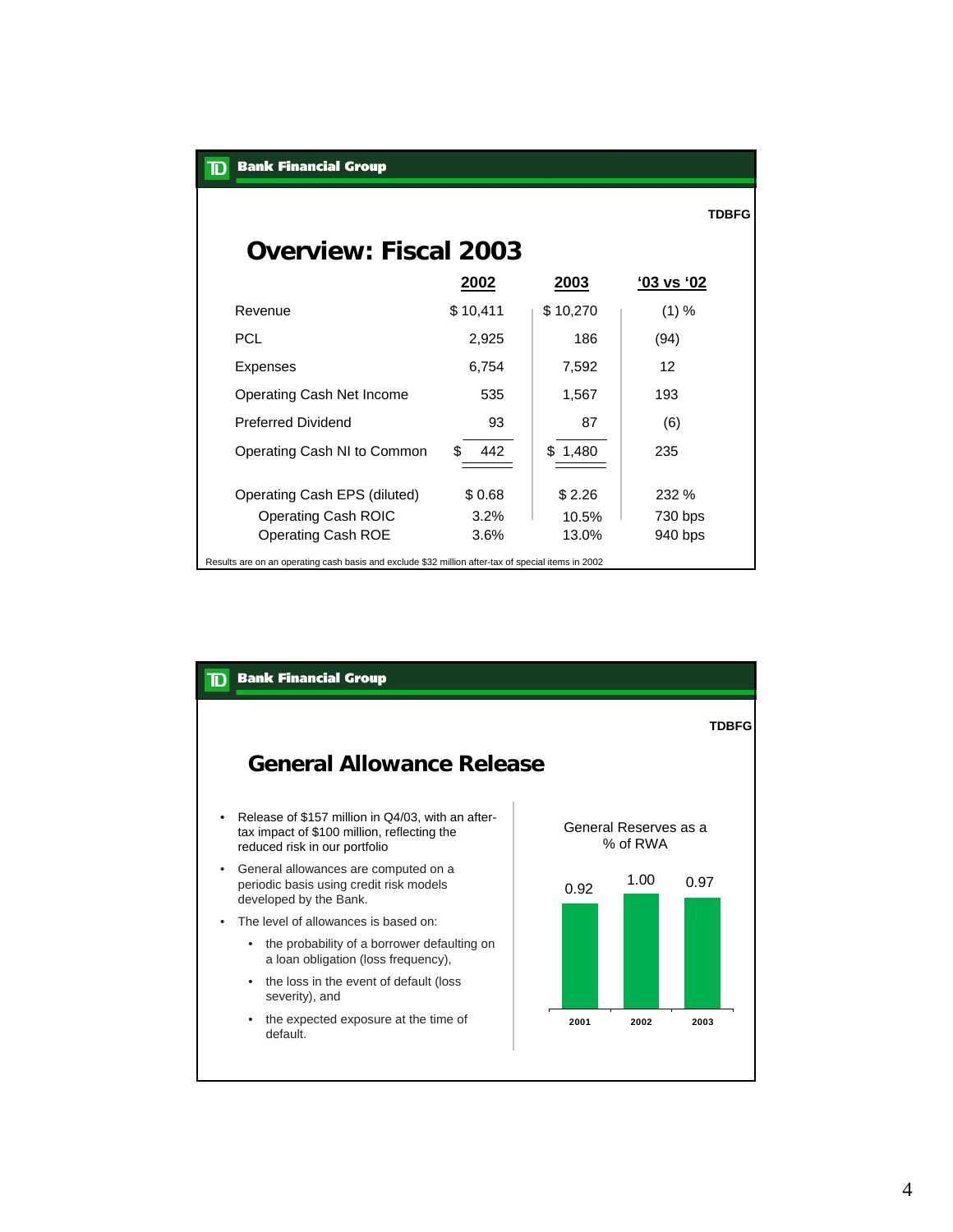TDBFG

## Overview: Fiscal 2003

| | 2002 | 2003 | '03 vs '02 |
|---|---|---|---|
| Revenue | $ 10,411 | $ 10,270 | (1) % |
| PCL | 2,925 | 186 | (94) |
| Expenses | 6,754 | 7,592 | 12 |
| Operating Cash Net Income | 535 | 1,567 | 193 |
| Preferred Dividend | 93 | 87 | (6) |
| Operating Cash NI to Common | $ 442 | $ 1,480 | 235 |
| Operating Cash EPS (diluted) | $ 0.68 | $ 2.26 | 232 % |
| Operating Cash ROIC | 3.2% | 10.5% | 730 bps |
| Operating Cash ROE | 3.6% | 13.0% | 940 bps |

Results are on an operating cash basis and exclude $32 million after-tax of special items in 2002

TDBFG

## General Allowance Release

- Release of $157 million in Q4/03, with an after-tax impact of $100 million, reflecting the reduced risk in our portfolio
- General allowances are computed on a periodic basis using credit risk models developed by the Bank.
- The level of allowances is based on:
  - the probability of a borrower defaulting on a loan obligation (loss frequency),
  - the loss in the event of default (loss severity), and
  - the expected exposure at the time of default.

General Reserves as a % of RWA

| 2001 | 2002 | 2003 |
|---|---|---|
| 0.92 | 1.00 | 0.97 |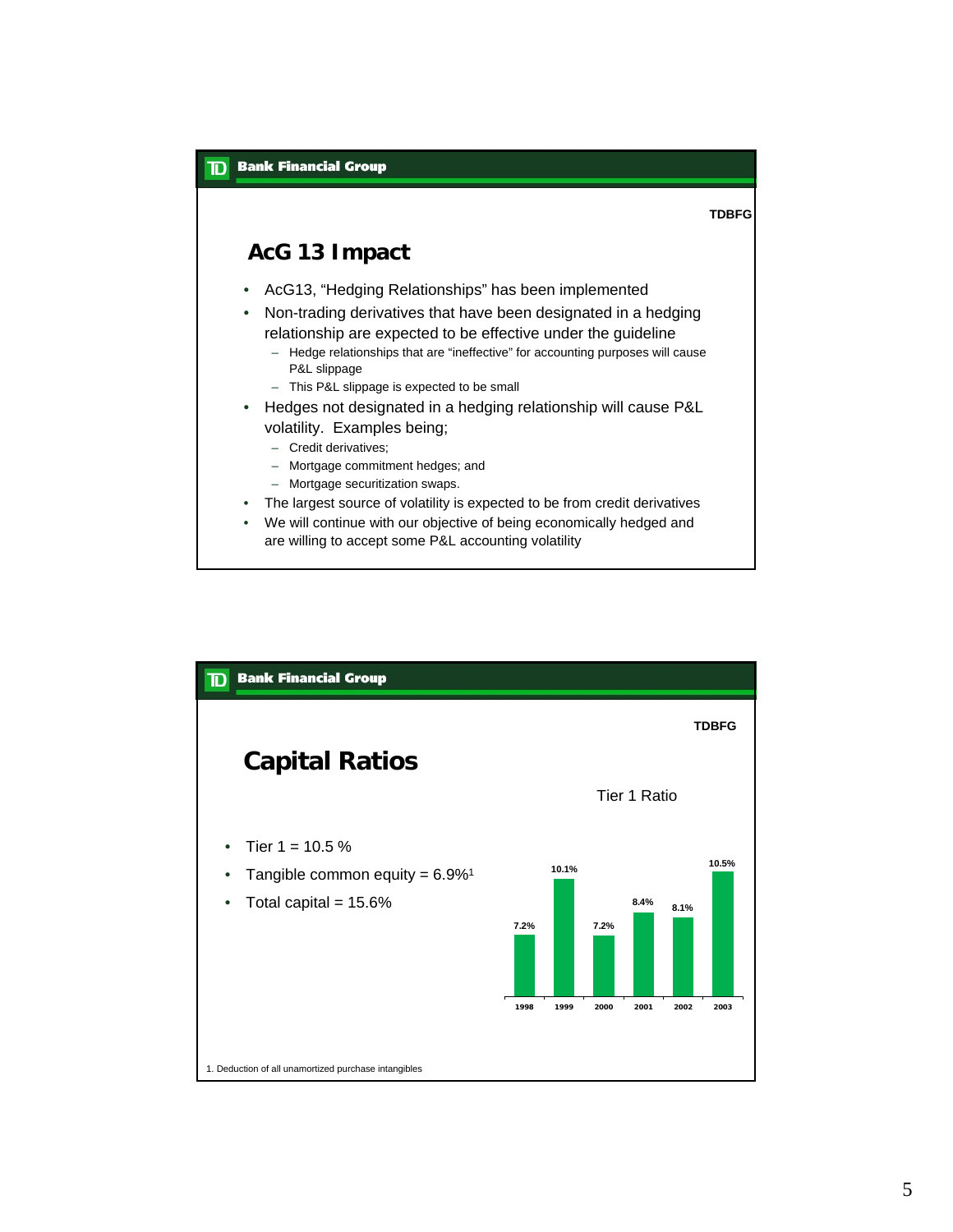## AcG 13 Impact

- AcG13, “Hedging Relationships” has been implemented
- Non-trading derivatives that have been designated in a hedging relationship are expected to be effective under the guideline
  - Hedge relationships that are “ineffective” for accounting purposes will cause P&L slippage
  - This P&L slippage is expected to be small
- Hedges not designated in a hedging relationship will cause P&L volatility. Examples being;
  - Credit derivatives;
  - Mortgage commitment hedges; and
  - Mortgage securitization swaps.
- The largest source of volatility is expected to be from credit derivatives
- We will continue with our objective of being economically hedged and are willing to accept some P&L accounting volatility

## Capital Ratios

- Tier 1 = 10.5 %
- Tangible common equity = 6.9%[1]
- Total capital = 15.6%

Tier 1 Ratio

| 1998 | 1999 | 2000 | 2001 | 2002 | 2003 |
|---|---|---|---|---|---|
| 7.2% | 10.1% | 7.2% | 8.4% | 8.1% | 10.5% |

1. Deduction of all unamortized purchase intangibles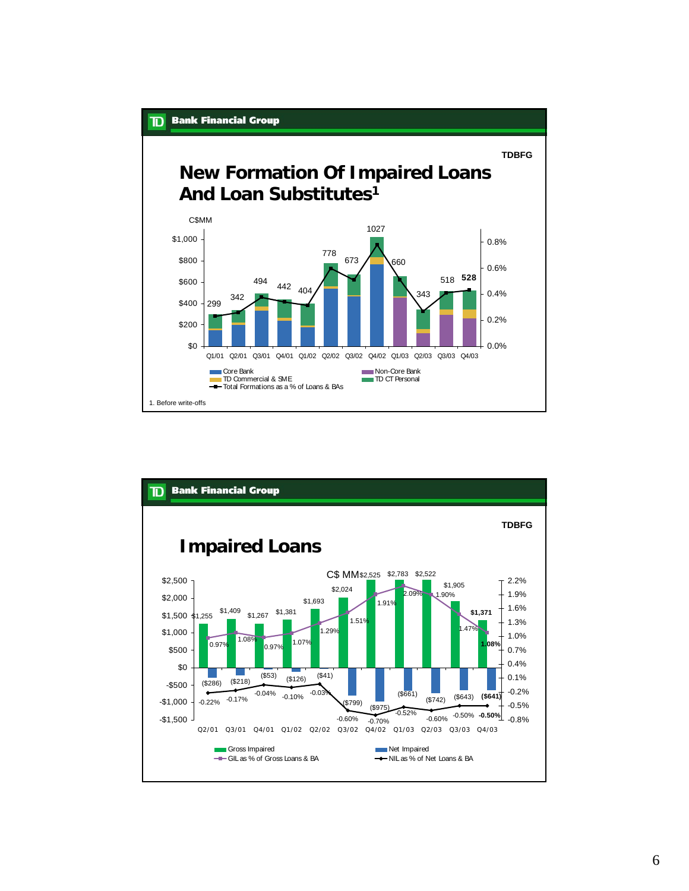## New Formation Of Impaired Loans And Loan Substitutes[1]

C$MM

| Quarter | Total Formations (C$MM) |
|---|---|
| Q1/01 | 299 |
| Q2/01 | 342 |
| Q3/01 | 494 |
| Q4/01 | 442 |
| Q1/02 | 404 |
| Q2/02 | 778 |
| Q3/02 | 673 |
| Q4/02 | 1027 |
| Q1/03 | 660 |
| Q2/03 | 343 |
| Q3/03 | 518 |
| Q4/03 | **528** |

Legend: Core Bank; TD Commercial & SME; Total Formations as a % of Loans & BAs; Non-Core Bank; TD CT Personal

1. Before write-offs

## Impaired Loans

C$ MM

| Quarter | Gross Impaired | GIL as % of Gross Loans & BA | Net Impaired | NIL as % of Net Loans & BA |
|---|---|---|---|---|
| Q2/01 | $1,255 | 0.97% | ($286) | -0.22% |
| Q3/01 | $1,409 | 1.08% | ($218) | -0.17% |
| Q4/01 | $1,267 | 0.97% | ($53) | -0.04% |
| Q1/02 | $1,381 | 1.07% | ($126) | -0.10% |
| Q2/02 | $1,693 | 1.29% | ($41) | -0.03% |
| Q3/02 | $2,024 | 1.51% | ($799) | -0.60% |
| Q4/02 | $2,525 | 1.91% | ($975) | -0.70% |
| Q1/03 | $2,783 | 2.09% | ($661) | -0.52% |
| Q2/03 | $2,522 | 1.90% | ($742) | -0.60% |
| Q3/03 | $1,905 | 1.47% | ($643) | -0.50% |
| Q4/03 | **$1,371** | **1.08%** | **($641)** | **-0.50%** |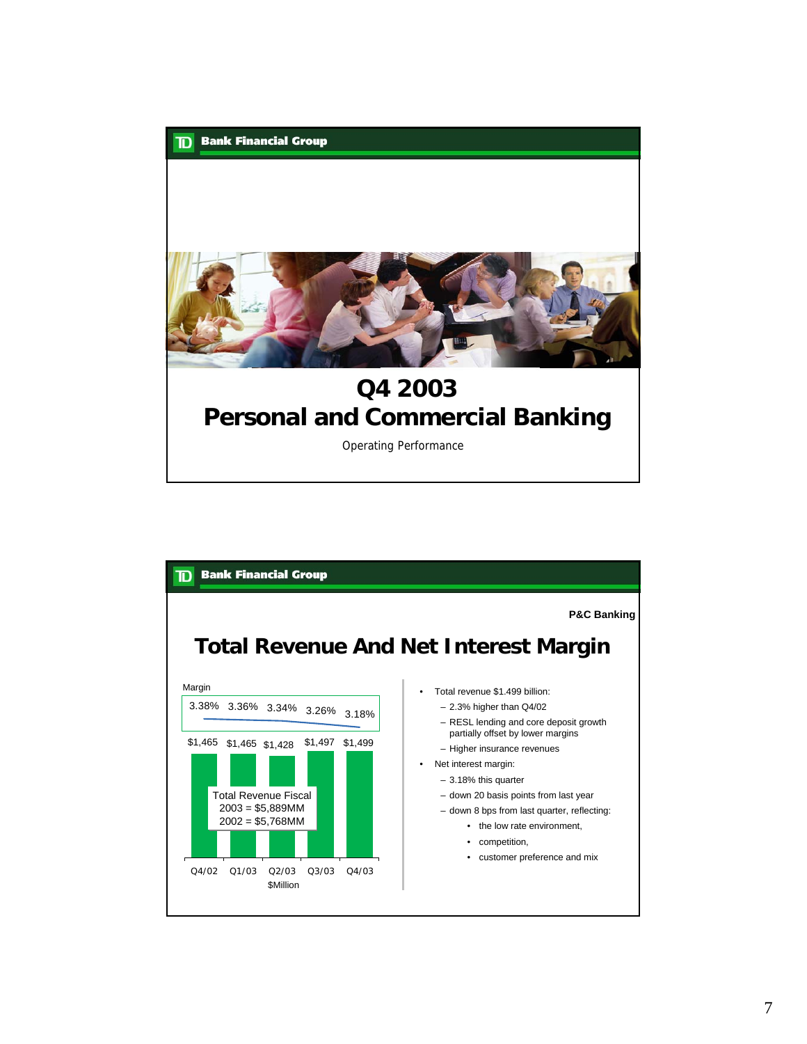TD Bank Financial Group

# Q4 2003
# Personal and Commercial Banking

Operating Performance

---

TD Bank Financial Group

**P&C Banking**

## Total Revenue And Net Interest Margin

| | Q4/02 | Q1/03 | Q2/03 | Q3/03 | Q4/03 |
|---|---|---|---|---|---|
| Margin | 3.38% | 3.36% | 3.34% | 3.26% | 3.18% |
| Total Revenue ($Million) | $1,465 | $1,465 | $1,428 | $1,497 | $1,499 |

Total Revenue Fiscal 2003 = $5,889MM
2002 = $5,768MM

- Total revenue $1.499 billion:
  - 2.3% higher than Q4/02
  - RESL lending and core deposit growth partially offset by lower margins
  - Higher insurance revenues
- Net interest margin:
  - 3.18% this quarter
  - down 20 basis points from last year
  - down 8 bps from last quarter, reflecting:
    - the low rate environment,
    - competition,
    - customer preference and mix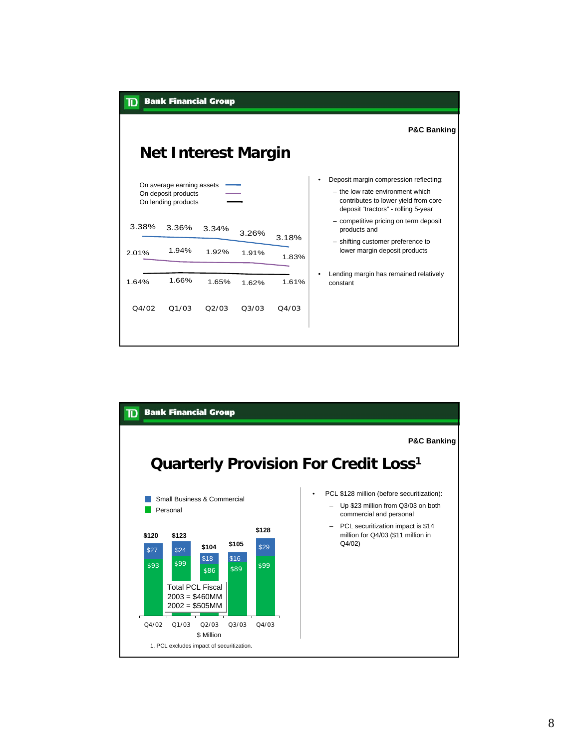## Net Interest Margin

P&C Banking

| | Q4/02 | Q1/03 | Q2/03 | Q3/03 | Q4/03 |
|---|---|---|---|---|---|
| On average earning assets | 3.38% | 3.36% | 3.34% | 3.26% | 3.18% |
| On deposit products | 2.01% | 1.94% | 1.92% | 1.91% | 1.83% |
| On lending products | 1.64% | 1.66% | 1.65% | 1.62% | 1.61% |

- Deposit margin compression reflecting:
  - the low rate environment which contributes to lower yield from core deposit "tractors" - rolling 5-year
  - competitive pricing on term deposit products and
  - shifting customer preference to lower margin deposit products
- Lending margin has remained relatively constant

## Quarterly Provision For Credit Loss[1]

P&C Banking

| $ Million | Q4/02 | Q1/03 | Q2/03 | Q3/03 | Q4/03 |
|---|---|---|---|---|---|
| Small Business & Commercial | $27 | $24 | $18 | $16 | $29 |
| Personal | $93 | $99 | $86 | $89 | $99 |
| Total | $120 | $123 | $104 | $105 | $128 |

Total PCL Fiscal
2003 = $460MM
2002 = $505MM

1. PCL excludes impact of securitization.

- PCL $128 million (before securitization):
  - Up $23 million from Q3/03 on both commercial and personal
  - PCL securitization impact is $14 million for Q4/03 ($11 million in Q4/02)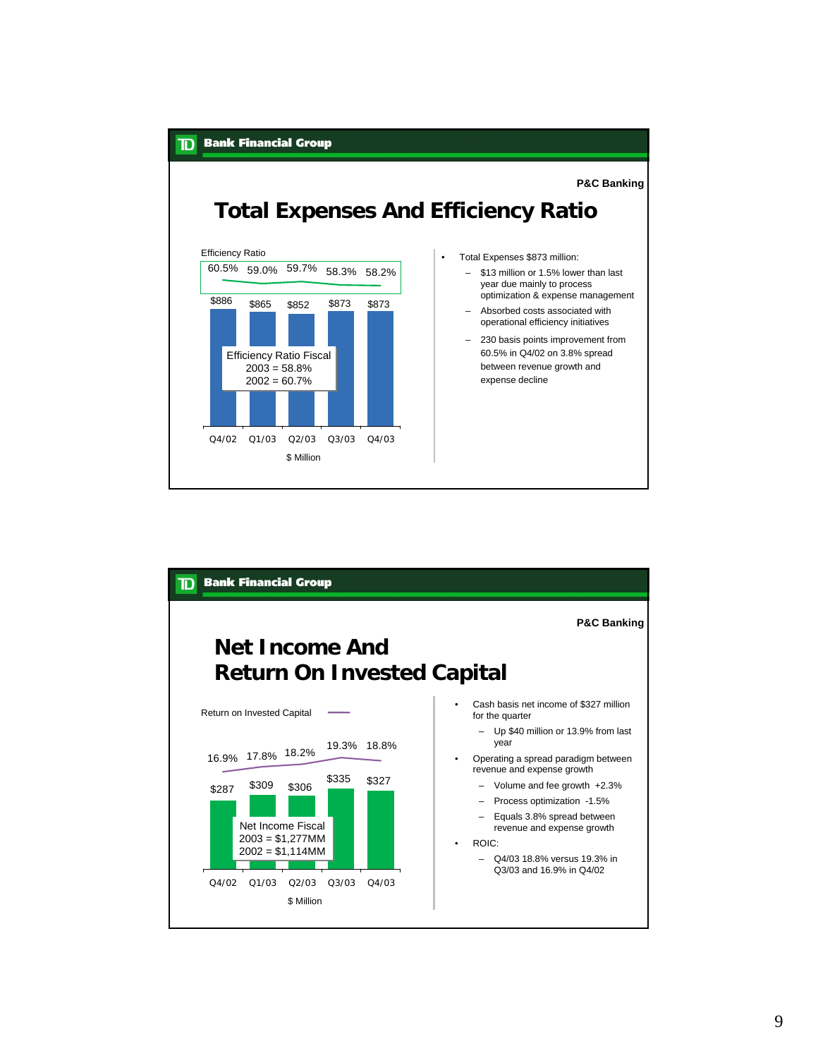**P&C Banking**

# Total Expenses And Efficiency Ratio

Efficiency Ratio

| | Q4/02 | Q1/03 | Q2/03 | Q3/03 | Q4/03 |
|---|---|---|---|---|---|
| Efficiency Ratio | 60.5% | 59.0% | 59.7% | 58.3% | 58.2% |
| Total Expenses ($ Million) | $886 | $865 | $852 | $873 | $873 |

Efficiency Ratio Fiscal
2003 = 58.8%
2002 = 60.7%

- Total Expenses $873 million:
  - $13 million or 1.5% lower than last year due mainly to process optimization & expense management
  - Absorbed costs associated with operational efficiency initiatives
  - 230 basis points improvement from 60.5% in Q4/02 on 3.8% spread between revenue growth and expense decline

**P&C Banking**

# Net Income And Return On Invested Capital

Return on Invested Capital

| | Q4/02 | Q1/03 | Q2/03 | Q3/03 | Q4/03 |
|---|---|---|---|---|---|
| Return on Invested Capital | 16.9% | 17.8% | 18.2% | 19.3% | 18.8% |
| Net Income ($ Million) | $287 | $309 | $306 | $335 | $327 |

Net Income Fiscal
2003 = $1,277MM
2002 = $1,114MM

- Cash basis net income of $327 million for the quarter
  - Up $40 million or 13.9% from last year
- Operating a spread paradigm between revenue and expense growth
  - Volume and fee growth +2.3%
  - Process optimization -1.5%
  - Equals 3.8% spread between revenue and expense growth
- ROIC:
  - Q4/03 18.8% versus 19.3% in Q3/03 and 16.9% in Q4/02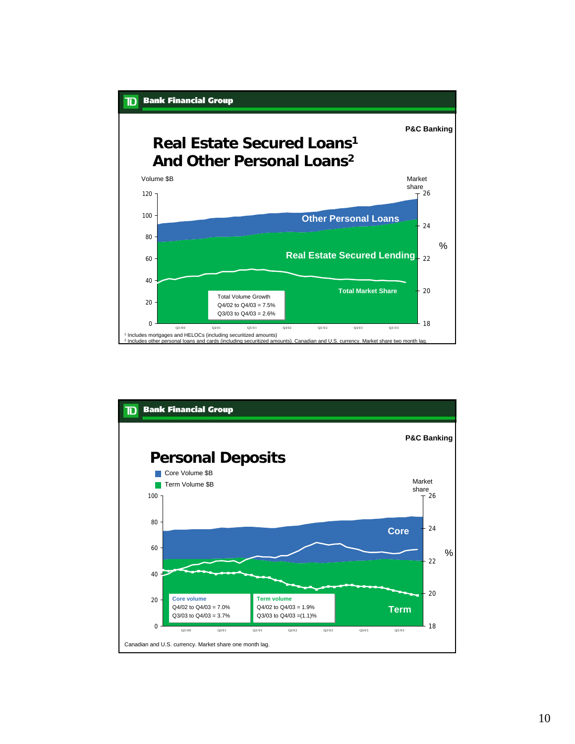TD Bank Financial Group

P&C Banking

# Real Estate Secured Loans[1] And Other Personal Loans[2]

Volume $B

Market share

%

Other Personal Loans

Real Estate Secured Lending

Total Market Share

Total Volume Growth
Q4/02 to Q4/03 = 7.5%
Q3/03 to Q4/03 = 2.6%

[1] Includes mortgages and HELOCs (including securitized amounts)
[2] Includes other personal loans and cards (including securitized amounts). Canadian and U.S. currency. Market share two month lag.

---

TD Bank Financial Group

P&C Banking

# Personal Deposits

- Core Volume $B
- Term Volume $B

Market share

%

Core

Term

**Core volume**
Q4/02 to Q4/03 = 7.0%
Q3/03 to Q4/03 = 3.7%

**Term volume**
Q4/02 to Q4/03 = 1.9%
Q3/03 to Q4/03 =(1.1)%

Canadian and U.S. currency. Market share one month lag.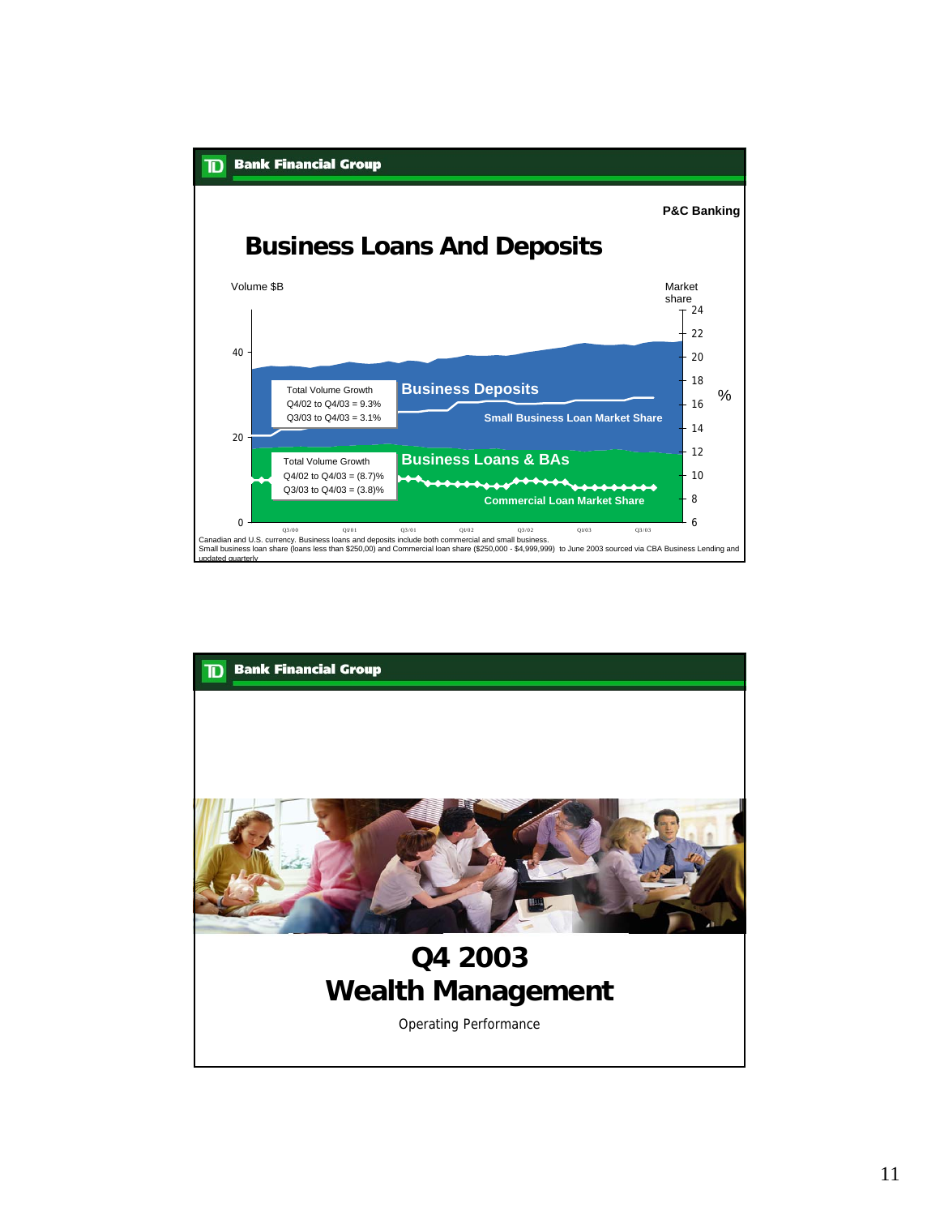**TD Bank Financial Group**

P&C Banking

# Business Loans And Deposits

Volume $B — Market share %

Business Deposits

Total Volume Growth
Q4/02 to Q4/03 = 9.3%
Q3/03 to Q4/03 = 3.1%

Small Business Loan Market Share

Business Loans & BAs

Total Volume Growth
Q4/02 to Q4/03 = (8.7)%
Q3/03 to Q4/03 = (3.8)%

Commercial Loan Market Share

Q3/00 Q1/01 Q3/01 Q1/02 Q3/02 Q1/03 Q3/03

Canadian and U.S. currency. Business loans and deposits include both commercial and small business.
Small business loan share (loans less than $250,00) and Commercial loan share ($250,000 - $4,999,999) to June 2003 sourced via CBA Business Lending and updated quarterly

---

**TD Bank Financial Group**

# Q4 2003 Wealth Management

Operating Performance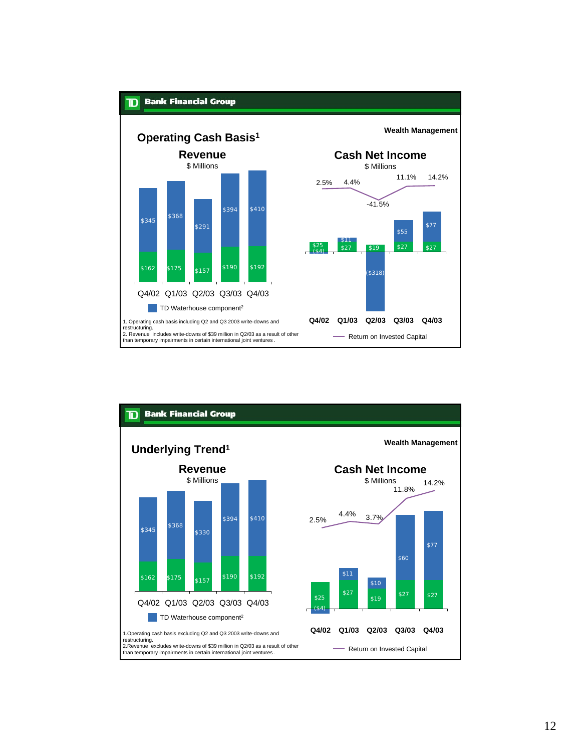## Operating Cash Basis[1]

**Wealth Management**

### Revenue
$ Millions

| | Q4/02 | Q1/03 | Q2/03 | Q3/03 | Q4/03 |
|---|---|---|---|---|---|
| TD Waterhouse component[2] | $162 | $175 | $157 | $190 | $192 |
| Total | $345 | $368 | $291 | $394 | $410 |

### Cash Net Income
$ Millions

| | Q4/02 | Q1/03 | Q2/03 | Q3/03 | Q4/03 |
|---|---|---|---|---|---|
| | $25 | $27 | $19 | $27 | $27 |
| TD Waterhouse component | ($4) | $11 | ($318) | $55 | $77 |
| Return on Invested Capital | 2.5% | 4.4% | -41.5% | 11.1% | 14.2% |

1. Operating cash basis including Q2 and Q3 2003 write-downs and restructuring.
2. Revenue includes write-downs of $39 million in Q2/03 as a result of other than temporary impairments in certain international joint ventures .

## Underlying Trend[1]

**Wealth Management**

### Revenue
$ Millions

| | Q4/02 | Q1/03 | Q2/03 | Q3/03 | Q4/03 |
|---|---|---|---|---|---|
| TD Waterhouse component[2] | $162 | $175 | $157 | $190 | $192 |
| Total | $345 | $368 | $330 | $394 | $410 |

### Cash Net Income
$ Millions

| | Q4/02 | Q1/03 | Q2/03 | Q3/03 | Q4/03 |
|---|---|---|---|---|---|
| | $25 | $27 | $19 | $27 | $27 |
| TD Waterhouse component | ($4) | $11 | $10 | $60 | $77 |
| Return on Invested Capital | 2.5% | 4.4% | 3.7% | 11.8% | 14.2% |

1.Operating cash basis excluding Q2 and Q3 2003 write-downs and restructuring.
2.Revenue excludes write-downs of $39 million in Q2/03 as a result of other than temporary impairments in certain international joint ventures .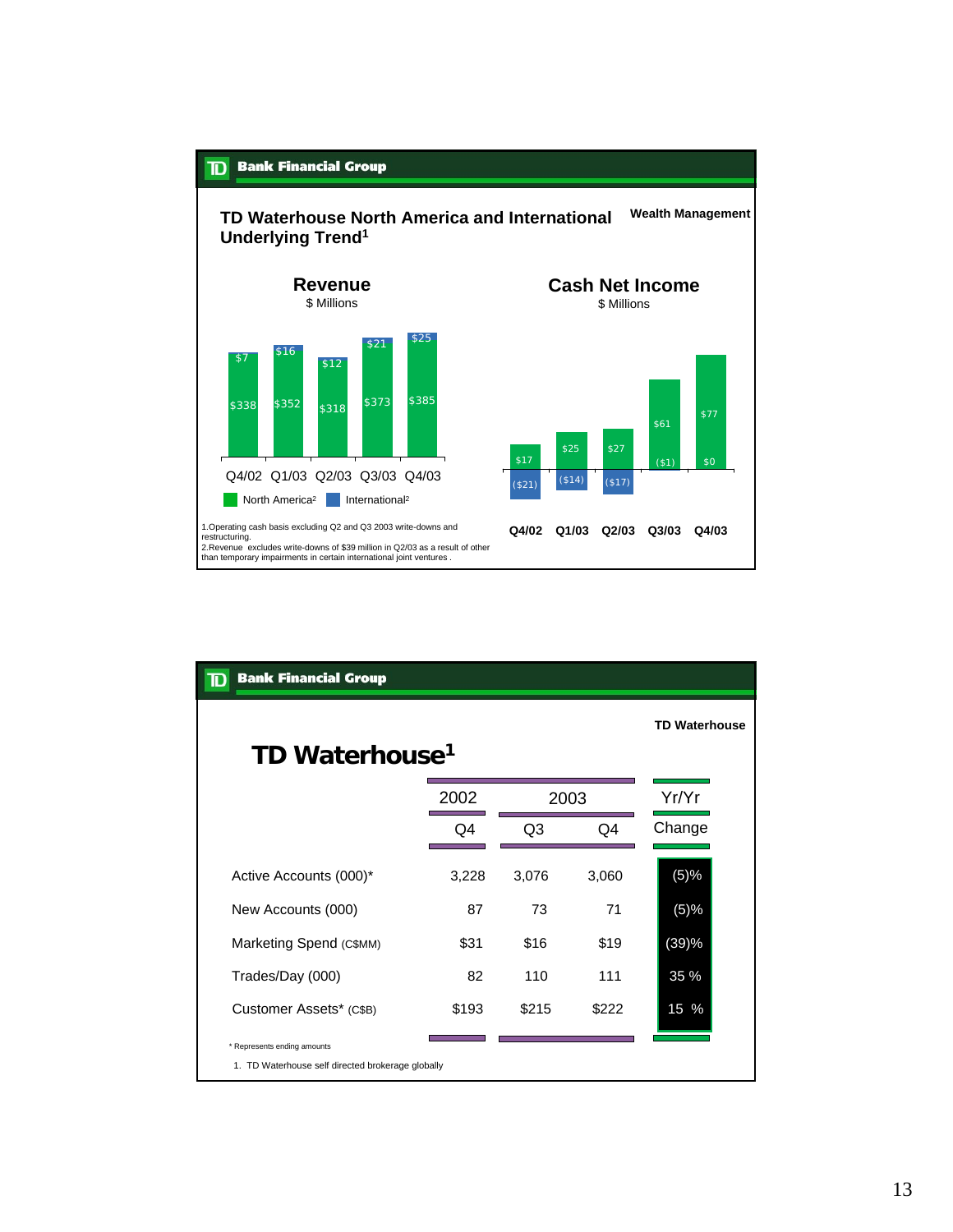## TD Waterhouse North America and International Underlying Trend[1]

Wealth Management

### Revenue

$ Millions

| | Q4/02 | Q1/03 | Q2/03 | Q3/03 | Q4/03 |
|---|---|---|---|---|---|
| North America[2] | $338 | $352 | $318 | $373 | $385 |
| International[2] | $7 | $16 | $12 | $21 | $25 |

### Cash Net Income

$ Millions

| | Q4/02 | Q1/03 | Q2/03 | Q3/03 | Q4/03 |
|---|---|---|---|---|---|
| North America | $17 | $25 | $27 | $61 | $77 |
| International | ($21) | ($14) | ($17) | ($1) | $0 |

1.Operating cash basis excluding Q2 and Q3 2003 write-downs and restructuring.

2.Revenue excludes write-downs of $39 million in Q2/03 as a result of other than temporary impairments in certain international joint ventures .

## TD Waterhouse[1]

TD Waterhouse

| | 2002 | 2003 | | Yr/Yr |
|---|---|---|---|---|
| | Q4 | Q3 | Q4 | Change |
| Active Accounts (000)* | 3,228 | 3,076 | 3,060 | (5)% |
| New Accounts (000) | 87 | 73 | 71 | (5)% |
| Marketing Spend (C$MM) | $31 | $16 | $19 | (39)% |
| Trades/Day (000) | 82 | 110 | 111 | 35 % |
| Customer Assets* (C$B) | $193 | $215 | $222 | 15 % |

\* Represents ending amounts

1. TD Waterhouse self directed brokerage globally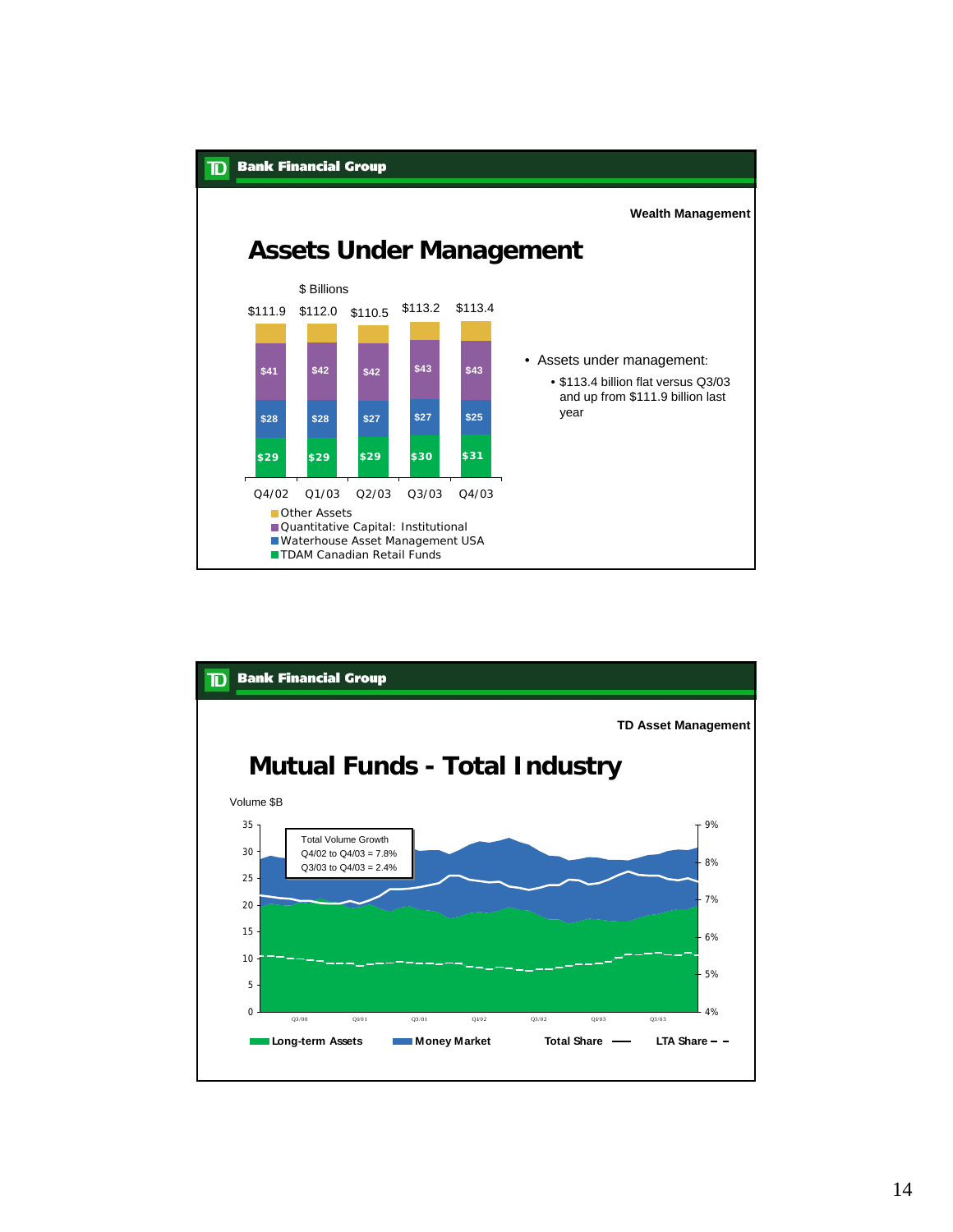## Wealth Management

# Assets Under Management

$ Billions

| | Q4/02 | Q1/03 | Q2/03 | Q3/03 | Q4/03 |
|---|---|---|---|---|---|
| Total | $111.9 | $112.0 | $110.5 | $113.2 | $113.4 |
| Quantitative Capital: Institutional | $41 | $42 | $42 | $43 | $43 |
| Waterhouse Asset Management USA | $28 | $28 | $27 | $27 | $25 |
| TDAM Canadian Retail Funds | $29 | $29 | $29 | $30 | $31 |

- Other Assets
- Quantitative Capital: Institutional
- Waterhouse Asset Management USA
- TDAM Canadian Retail Funds

- Assets under management:
  - $113.4 billion flat versus Q3/03 and up from $111.9 billion last year

## TD Asset Management

# Mutual Funds - Total Industry

Volume $B

Total Volume Growth
Q4/02 to Q4/03 = 7.8%
Q3/03 to Q4/03 = 2.4%

Long-term Assets | Money Market | Total Share | LTA Share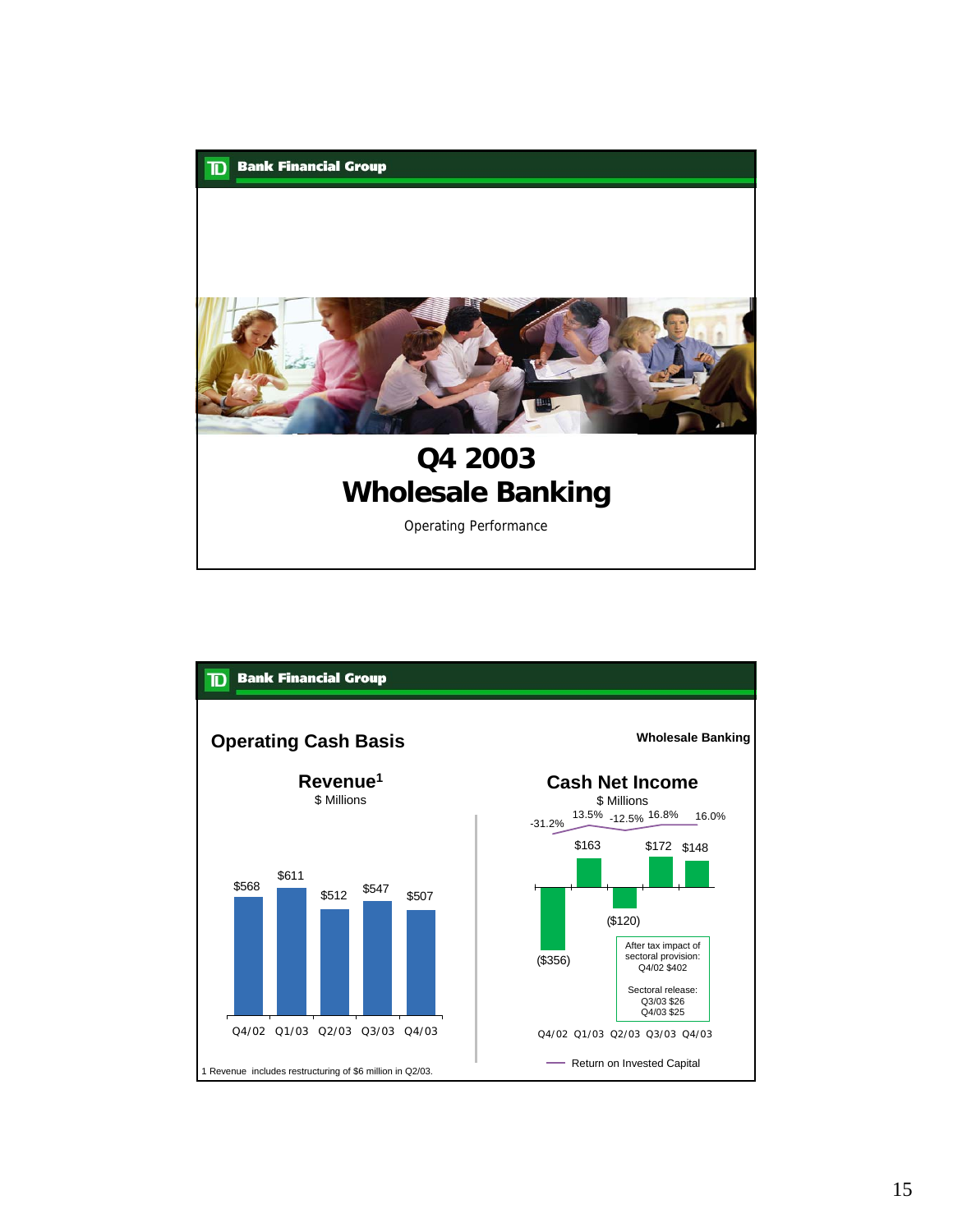# Q4 2003 Wholesale Banking

Operating Performance

---

## Operating Cash Basis

**Wholesale Banking**

### Revenue[1]

$ Millions

| | Q4/02 | Q1/03 | Q2/03 | Q3/03 | Q4/03 |
|---|---|---|---|---|---|
| Revenue | $568 | $611 | $512 | $547 | $507 |

1 Revenue includes restructuring of $6 million in Q2/03.

### Cash Net Income

$ Millions

| | Q4/02 | Q1/03 | Q2/03 | Q3/03 | Q4/03 |
|---|---|---|---|---|---|
| Cash Net Income | ($356) | $163 | ($120) | $172 | $148 |
| Return on Invested Capital | -31.2% | 13.5% | -12.5% | 16.8% | 16.0% |

After tax impact of sectoral provision:
Q4/02 $402

Sectoral release:
Q3/03 $26
Q4/03 $25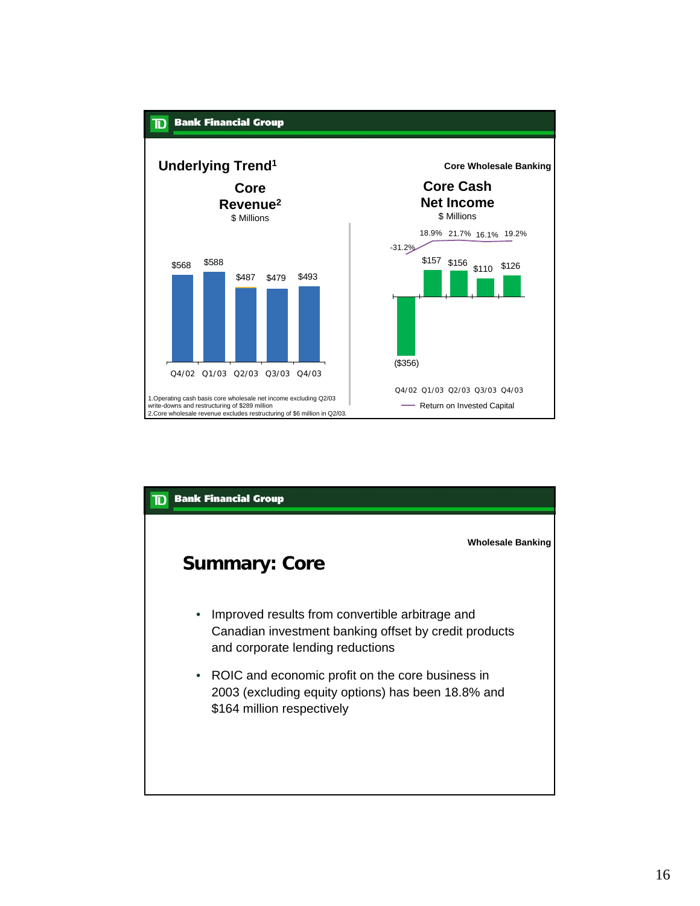**Bank Financial Group**

## Underlying Trend[1]

**Core Wholesale Banking**

### Core Revenue[2]

$ Millions

| Quarter | Core Revenue |
|---|---|
| Q4/02 | $568 |
| Q1/03 | $588 |
| Q2/03 | $487 |
| Q3/03 | $479 |
| Q4/03 | $493 |

### Core Cash Net Income

$ Millions

| Quarter | Core Cash Net Income | Return on Invested Capital |
|---|---|---|
| Q4/02 | ($356) | -31.2% |
| Q1/03 | $157 | 18.9% |
| Q2/03 | $156 | 21.7% |
| Q3/03 | $110 | 16.1% |
| Q4/03 | $126 | 19.2% |

1.Operating cash basis core wholesale net income excluding Q2/03 write-downs and restructuring of $289 million
2.Core wholesale revenue excludes restructuring of $6 million in Q2/03.

---

**Bank Financial Group**

**Wholesale Banking**

## Summary: Core

- Improved results from convertible arbitrage and Canadian investment banking offset by credit products and corporate lending reductions
- ROIC and economic profit on the core business in 2003 (excluding equity options) has been 18.8% and $164 million respectively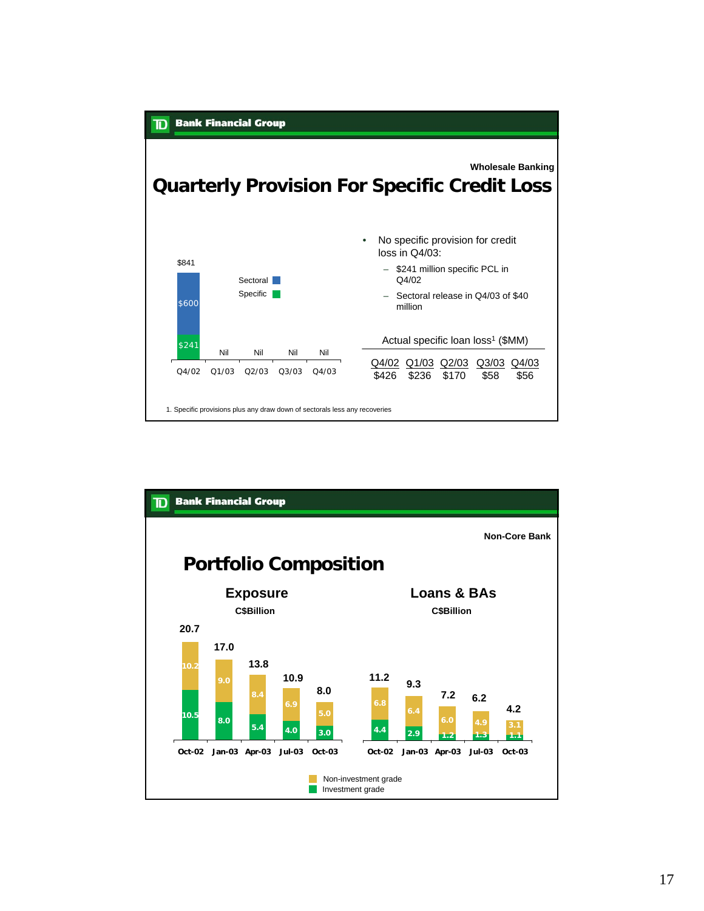**TD Bank Financial Group**

Wholesale Banking

# Quarterly Provision For Specific Credit Loss

| | Q4/02 | Q1/03 | Q2/03 | Q3/03 | Q4/03 |
|---|---|---|---|---|---|
| Sectoral | $600 | | | | |
| Specific | $241 | Nil | Nil | Nil | Nil |
| Total | $841 | | | | |

- No specific provision for credit loss in Q4/03:
  - $241 million specific PCL in Q4/02
  - Sectoral release in Q4/03 of $40 million

Actual specific loan loss[1] ($MM)

| Q4/02 | Q1/03 | Q2/03 | Q3/03 | Q4/03 |
|---|---|---|---|---|
| $426 | $236 | $170 | $58 | $56 |

1. Specific provisions plus any draw down of sectorals less any recoveries

---

**TD Bank Financial Group**

Non-Core Bank

# Portfolio Composition

## Exposure

C$Billion

| | Oct-02 | Jan-03 | Apr-03 | Jul-03 | Oct-03 |
|---|---|---|---|---|---|
| Non-investment grade | 10.2 | 9.0 | 8.4 | 6.9 | 5.0 |
| Investment grade | 10.5 | 8.0 | 5.4 | 4.0 | 3.0 |
| Total | 20.7 | 17.0 | 13.8 | 10.9 | 8.0 |

## Loans & BAs

C$Billion

| | Oct-02 | Jan-03 | Apr-03 | Jul-03 | Oct-03 |
|---|---|---|---|---|---|
| Non-investment grade | 6.8 | 6.4 | 6.0 | 4.9 | 3.1 |
| Investment grade | 4.4 | 2.9 | 1.2 | 1.3 | 1.1 |
| Total | 11.2 | 9.3 | 7.2 | 6.2 | 4.2 |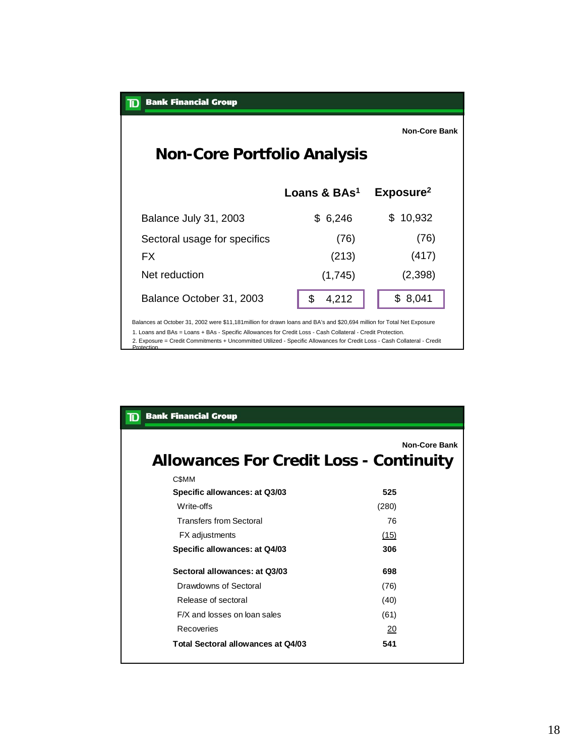Non-Core Bank

## Non-Core Portfolio Analysis

| | Loans & BAs[1] | Exposure[2] |
|---|---|---|
| Balance July 31, 2003 | $ 6,246 | $ 10,932 |
| Sectoral usage for specifics | (76) | (76) |
| FX | (213) | (417) |
| Net reduction | (1,745) | (2,398) |
| Balance October 31, 2003 | $ 4,212 | $ 8,041 |

Balances at October 31, 2002 were $11,181million for drawn loans and BA's and $20,694 million for Total Net Exposure

1. Loans and BAs = Loans + BAs - Specific Allowances for Credit Loss - Cash Collateral - Credit Protection.

2. Exposure = Credit Commitments + Uncommitted Utilized - Specific Allowances for Credit Loss - Cash Collateral - Credit Protection.

Non-Core Bank

## Allowances For Credit Loss - Continuity

| C$MM | |
|---|---|
| **Specific allowances: at Q3/03** | **525** |
| Write-offs | (280) |
| Transfers from Sectoral | 76 |
| FX adjustments | (15) |
| **Specific allowances: at Q4/03** | **306** |
| | |
| **Sectoral allowances: at Q3/03** | **698** |
| Drawdowns of Sectoral | (76) |
| Release of sectoral | (40) |
| F/X and losses on loan sales | (61) |
| Recoveries | 20 |
| **Total Sectoral allowances at Q4/03** | **541** |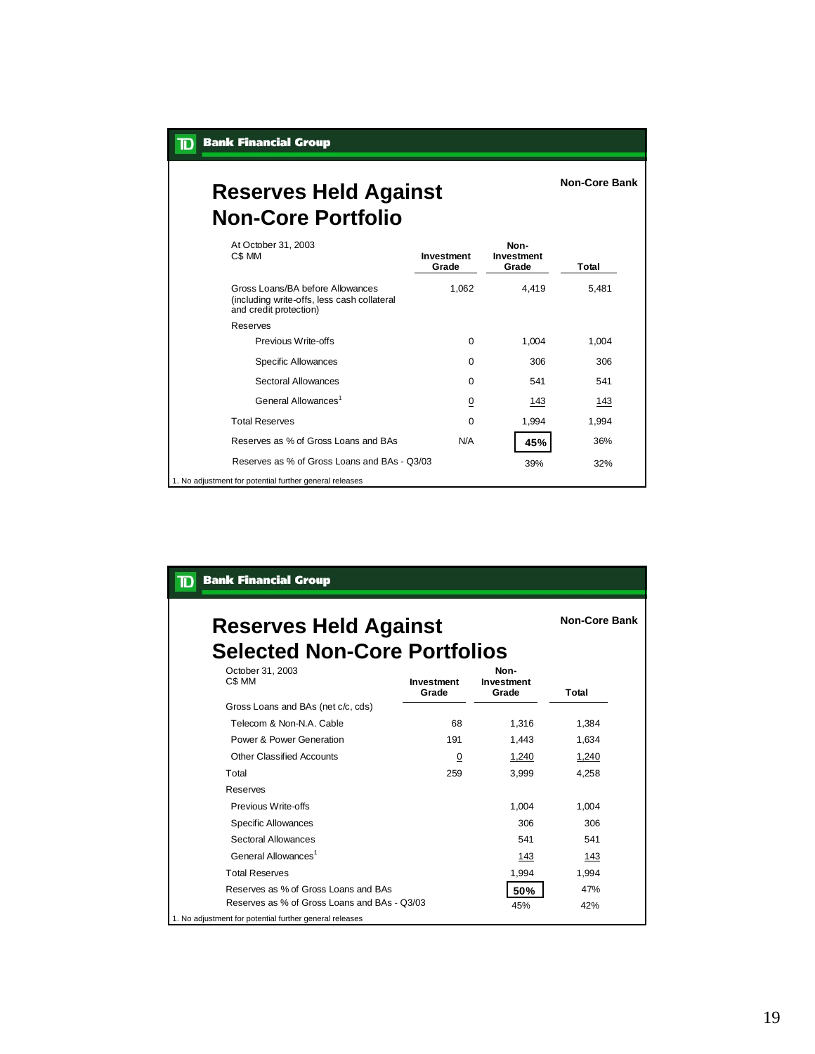TD Bank Financial Group

Non-Core Bank

## Reserves Held Against Non-Core Portfolio

| At October 31, 2003<br>C$ MM | Investment Grade | Non-Investment Grade | Total |
|---|---|---|---|
| Gross Loans/BA before Allowances (including write-offs, less cash collateral and credit protection) | 1,062 | 4,419 | 5,481 |
| Reserves | | | |
| Previous Write-offs | 0 | 1,004 | 1,004 |
| Specific Allowances | 0 | 306 | 306 |
| Sectoral Allowances | 0 | 541 | 541 |
| General Allowances[1] | 0 | 143 | 143 |
| Total Reserves | 0 | 1,994 | 1,994 |
| Reserves as % of Gross Loans and BAs | N/A | **45%** | 36% |
| Reserves as % of Gross Loans and BAs - Q3/03 | | 39% | 32% |

1. No adjustment for potential further general releases

TD Bank Financial Group

Non-Core Bank

## Reserves Held Against Selected Non-Core Portfolios

| October 31, 2003<br>C$ MM | Investment Grade | Non-Investment Grade | Total |
|---|---|---|---|
| Gross Loans and BAs (net c/c, cds) | | | |
| Telecom & Non-N.A. Cable | 68 | 1,316 | 1,384 |
| Power & Power Generation | 191 | 1,443 | 1,634 |
| Other Classified Accounts | 0 | 1,240 | 1,240 |
| Total | 259 | 3,999 | 4,258 |
| Reserves | | | |
| Previous Write-offs | | 1,004 | 1,004 |
| Specific Allowances | | 306 | 306 |
| Sectoral Allowances | | 541 | 541 |
| General Allowances[1] | | 143 | 143 |
| Total Reserves | | 1,994 | 1,994 |
| Reserves as % of Gross Loans and BAs | | **50%** | 47% |
| Reserves as % of Gross Loans and BAs - Q3/03 | | 45% | 42% |

1. No adjustment for potential further general releases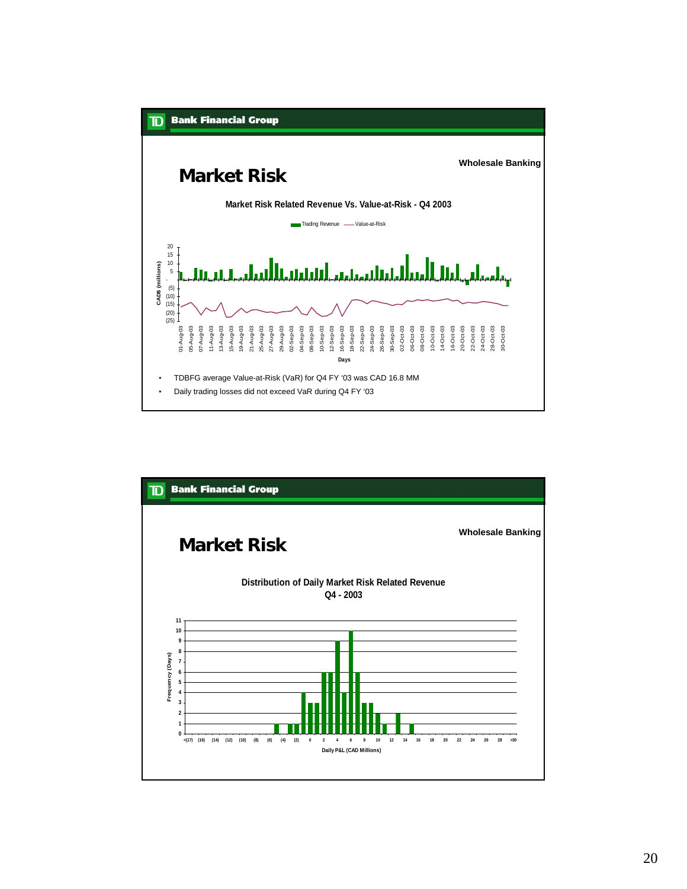**Bank Financial Group**

# Market Risk

**Wholesale Banking**

**Market Risk Related Revenue Vs. Value-at-Risk - Q4 2003**

- TDBFG average Value-at-Risk (VaR) for Q4 FY '03 was CAD 16.8 MM
- Daily trading losses did not exceed VaR during Q4 FY '03

---

**Bank Financial Group**

# Market Risk

**Wholesale Banking**

**Distribution of Daily Market Risk Related Revenue Q4 - 2003**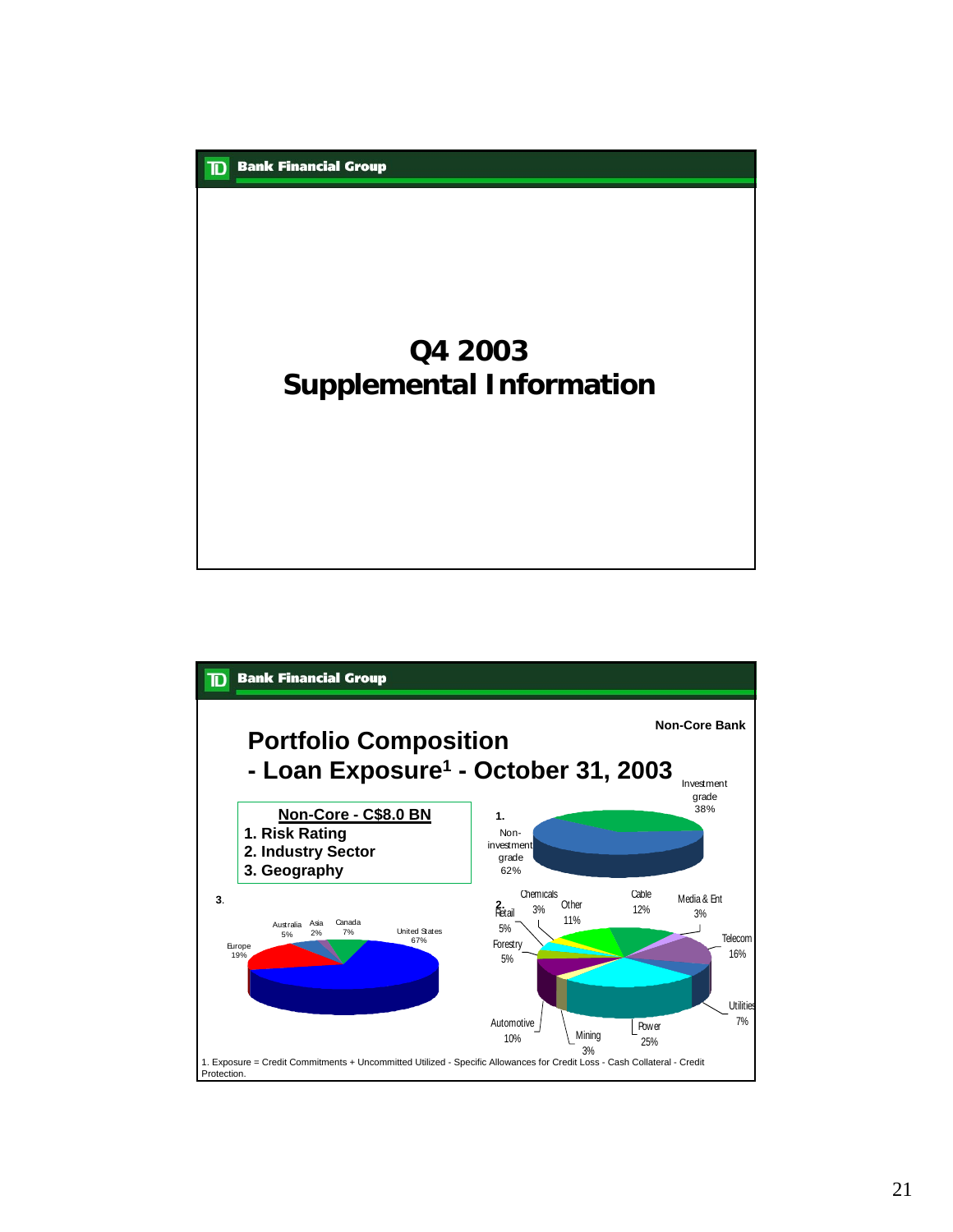## Q4 2003
## Supplemental Information

---

Non-Core Bank

## Portfolio Composition
## - Loan Exposure[1] - October 31, 2003

**Non-Core - C$8.0 BN**

1. Risk Rating
2. Industry Sector
3. Geography

**1.**

- Investment grade 38%
- Non-investment grade 62%

**2.**

- Chemicals 3%
- Other 11%
- Cable 12%
- Media & Ent 3%
- Telecom 16%
- Utilities 7%
- Power 25%
- Mining 3%
- Automotive 10%
- Forestry 5%
- Retail 5%

**3.**

- Australia 5%
- Asia 2%
- Canada 7%
- United States 67%
- Europe 19%

1. Exposure = Credit Commitments + Uncommitted Utilized - Specific Allowances for Credit Loss - Cash Collateral - Credit Protection.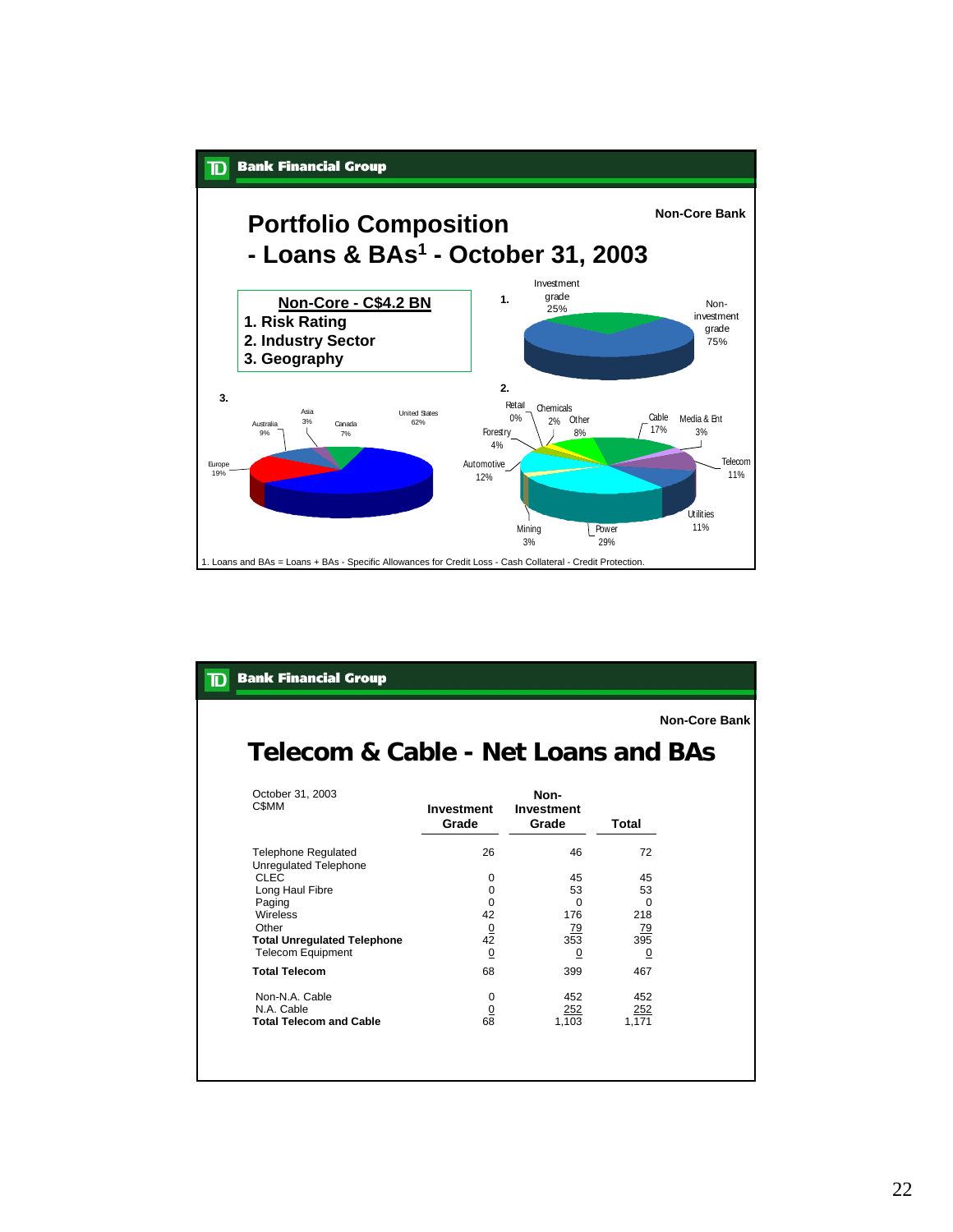**TD Bank Financial Group**

**Non-Core Bank**

# Portfolio Composition - Loans & BAs[1] - October 31, 2003

**Non-Core - C$4.2 BN**

1. Risk Rating
2. Industry Sector
3. Geography

**1.** Investment grade 25%; Non-investment grade 75%

**2.** Retail 0%; Chemicals 2%; Other 8%; Cable 17%; Media & Ent 3%; Telecom 11%; Utilities 11%; Power 29%; Mining 3%; Automotive 12%; Forestry 4%

**3.** United States 62%; Canada 7%; Asia 3%; Australia 9%; Europe 19%

1. Loans and BAs = Loans + BAs - Specific Allowances for Credit Loss - Cash Collateral - Credit Protection.

**TD Bank Financial Group**

**Non-Core Bank**

# Telecom & Cable - Net Loans and BAs

| October 31, 2003 C$MM | Investment Grade | Non-Investment Grade | Total |
|---|---|---|---|
| Telephone Regulated | 26 | 46 | 72 |
| Unregulated Telephone | | | |
| CLEC | 0 | 45 | 45 |
| Long Haul Fibre | 0 | 53 | 53 |
| Paging | 0 | 0 | 0 |
| Wireless | 42 | 176 | 218 |
| Other | 0 | 79 | 79 |
| **Total Unregulated Telephone** | 42 | 353 | 395 |
| Telecom Equipment | 0 | 0 | 0 |
| **Total Telecom** | 68 | 399 | 467 |
| Non-N.A. Cable | 0 | 452 | 452 |
| N.A. Cable | 0 | 252 | 252 |
| **Total Telecom and Cable** | 68 | 1,103 | 1,171 |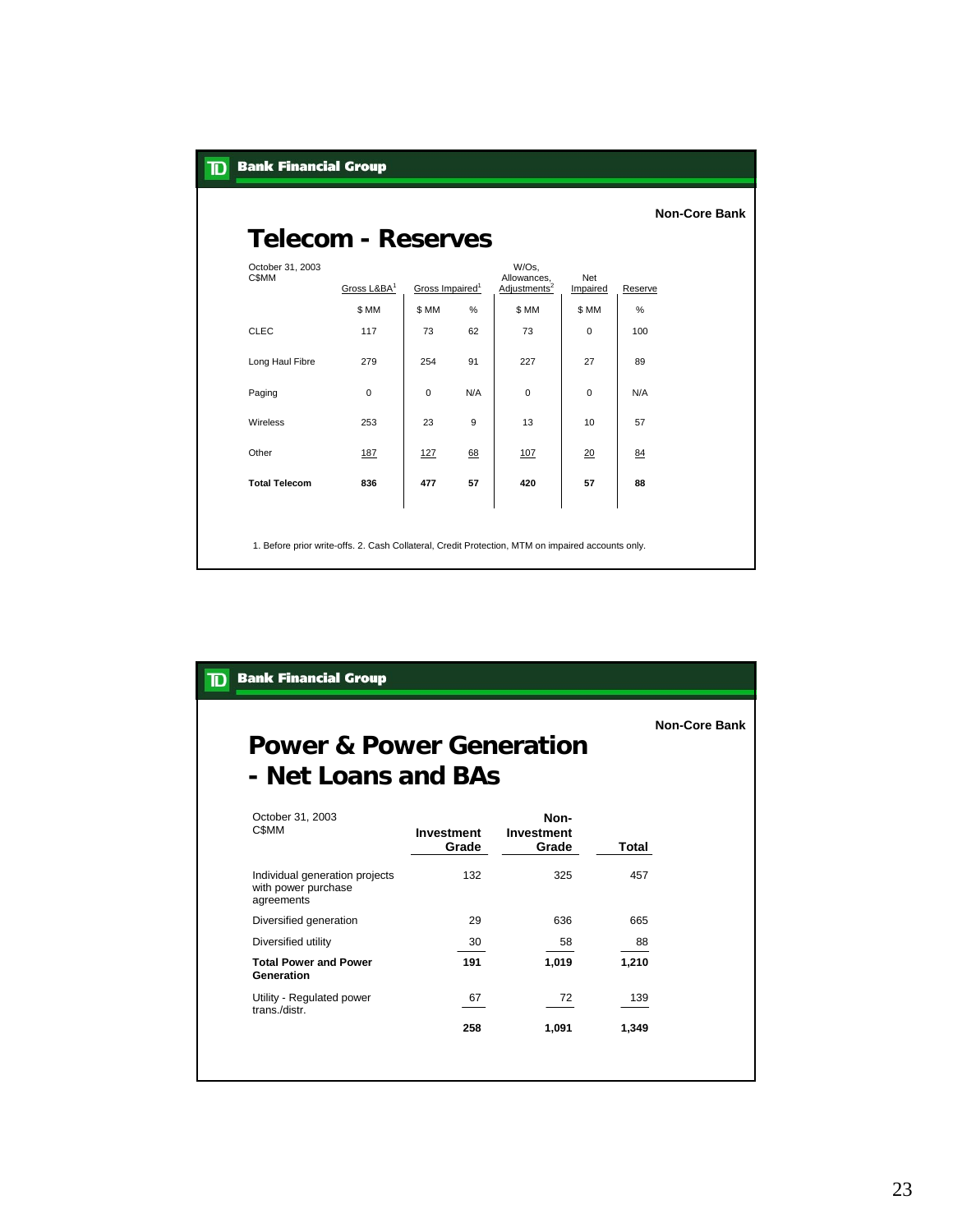Non-Core Bank

# Telecom - Reserves

| October 31, 2003 C$MM | Gross L&BA[1] | Gross Impaired[1] | | W/Os, Allowances, Adjustments[2] | Net Impaired | Reserve |
|---|---|---|---|---|---|---|
| | $ MM | $ MM | % | $ MM | $ MM | % |
| CLEC | 117 | 73 | 62 | 73 | 0 | 100 |
| Long Haul Fibre | 279 | 254 | 91 | 227 | 27 | 89 |
| Paging | 0 | 0 | N/A | 0 | 0 | N/A |
| Wireless | 253 | 23 | 9 | 13 | 10 | 57 |
| Other | 187 | 127 | 68 | 107 | 20 | 84 |
| **Total Telecom** | **836** | **477** | **57** | **420** | **57** | **88** |

1. Before prior write-offs. 2. Cash Collateral, Credit Protection, MTM on impaired accounts only.

Non-Core Bank

# Power & Power Generation - Net Loans and BAs

| October 31, 2003 C$MM | Investment Grade | Non-Investment Grade | Total |
|---|---|---|---|
| Individual generation projects with power purchase agreements | 132 | 325 | 457 |
| Diversified generation | 29 | 636 | 665 |
| Diversified utility | 30 | 58 | 88 |
| **Total Power and Power Generation** | **191** | **1,019** | **1,210** |
| Utility - Regulated power trans./distr. | 67 | 72 | 139 |
| | **258** | **1,091** | **1,349** |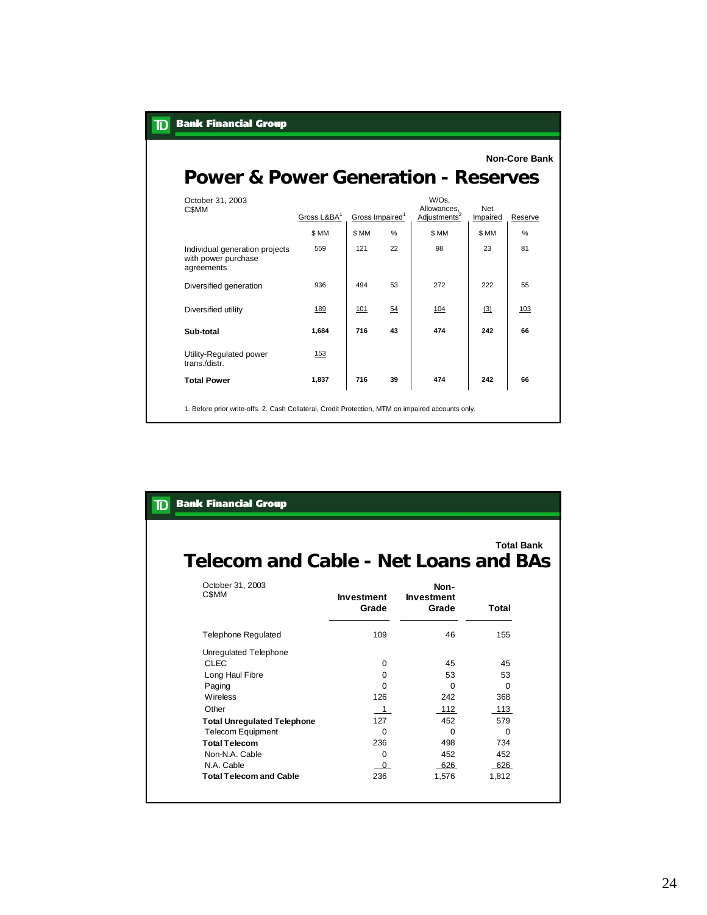**TD Bank Financial Group**

Non-Core Bank

# Power & Power Generation - Reserves

| October 31, 2003 C$MM | Gross L&BA[1] | Gross Impaired[1] | | W/Os, Allowances, Adjustments[2] | Net Impaired | Reserve |
|---|---|---|---|---|---|---|
| | $ MM | $ MM | % | $ MM | $ MM | % |
| Individual generation projects with power purchase agreements | 559 | 121 | 22 | 98 | 23 | 81 |
| Diversified generation | 936 | 494 | 53 | 272 | 222 | 55 |
| Diversified utility | 189 | 101 | 54 | 104 | (3) | 103 |
| **Sub-total** | **1,684** | **716** | **43** | **474** | **242** | **66** |
| Utility-Regulated power trans./distr. | 153 | | | | | |
| **Total Power** | **1,837** | **716** | **39** | **474** | **242** | **66** |

1. Before prior write-offs. 2. Cash Collateral, Credit Protection, MTM on impaired accounts only.

**TD Bank Financial Group**

Total Bank

# Telecom and Cable - Net Loans and BAs

| October 31, 2003 C$MM | Investment Grade | Non-Investment Grade | Total |
|---|---|---|---|
| Telephone Regulated | 109 | 46 | 155 |
| Unregulated Telephone | | | |
| CLEC | 0 | 45 | 45 |
| Long Haul Fibre | 0 | 53 | 53 |
| Paging | 0 | 0 | 0 |
| Wireless | 126 | 242 | 368 |
| Other | 1 | 112 | 113 |
| **Total Unregulated Telephone** | 127 | 452 | 579 |
| Telecom Equipment | 0 | 0 | 0 |
| **Total Telecom** | 236 | 498 | 734 |
| Non-N.A. Cable | 0 | 452 | 452 |
| N.A. Cable | 0 | 626 | 626 |
| **Total Telecom and Cable** | 236 | 1,576 | 1,812 |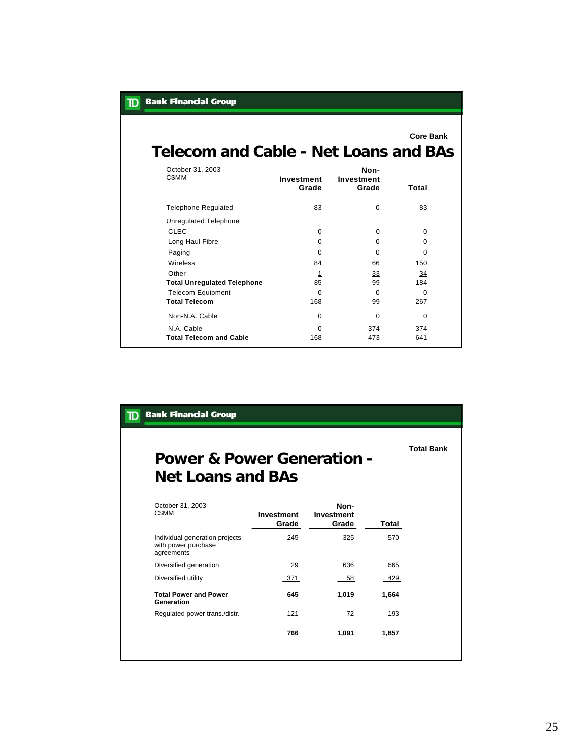**TD Bank Financial Group**

Core Bank

## Telecom and Cable - Net Loans and BAs

| October 31, 2003<br>C$MM | Investment Grade | Non-Investment Grade | Total |
|---|---|---|---|
| Telephone Regulated | 83 | 0 | 83 |
| Unregulated Telephone | | | |
| CLEC | 0 | 0 | 0 |
| Long Haul Fibre | 0 | 0 | 0 |
| Paging | 0 | 0 | 0 |
| Wireless | 84 | 66 | 150 |
| Other | 1 | 33 | 34 |
| **Total Unregulated Telephone** | 85 | 99 | 184 |
| Telecom Equipment | 0 | 0 | 0 |
| **Total Telecom** | 168 | 99 | 267 |
| Non-N.A. Cable | 0 | 0 | 0 |
| N.A. Cable | 0 | 374 | 374 |
| **Total Telecom and Cable** | 168 | 473 | 641 |

**TD Bank Financial Group**

Total Bank

## Power & Power Generation - Net Loans and BAs

| October 31, 2003<br>C$MM | Investment Grade | Non-Investment Grade | Total |
|---|---|---|---|
| Individual generation projects with power purchase agreements | 245 | 325 | 570 |
| Diversified generation | 29 | 636 | 665 |
| Diversified utility | 371 | 58 | 429 |
| **Total Power and Power Generation** | **645** | **1,019** | **1,664** |
| Regulated power trans./distr. | 121 | 72 | 193 |
| | **766** | **1,091** | **1,857** |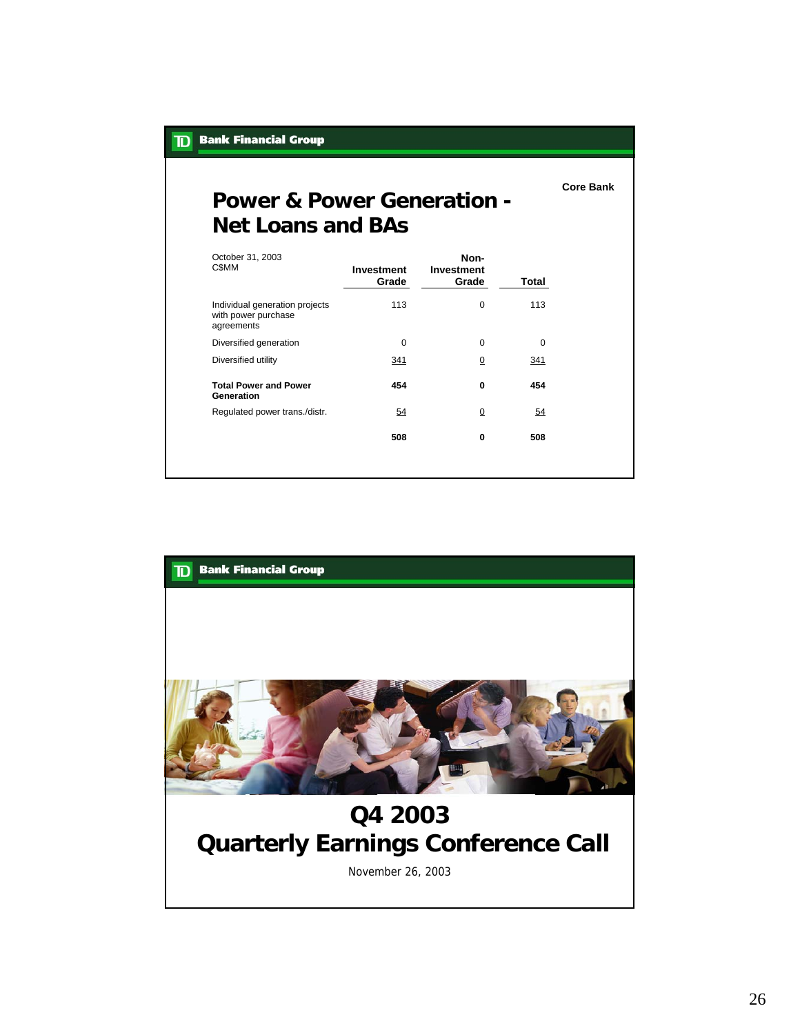TD Bank Financial Group

Core Bank

# Power & Power Generation - Net Loans and BAs

| October 31, 2003<br>C$MM | Investment Grade | Non-Investment Grade | Total |
|---|---|---|---|
| Individual generation projects with power purchase agreements | 113 | 0 | 113 |
| Diversified generation | 0 | 0 | 0 |
| Diversified utility | 341 | 0 | 341 |
| **Total Power and Power Generation** | **454** | **0** | **454** |
| Regulated power trans./distr. | 54 | 0 | 54 |
| | **508** | **0** | **508** |

TD Bank Financial Group

# Q4 2003 Quarterly Earnings Conference Call

November 26, 2003